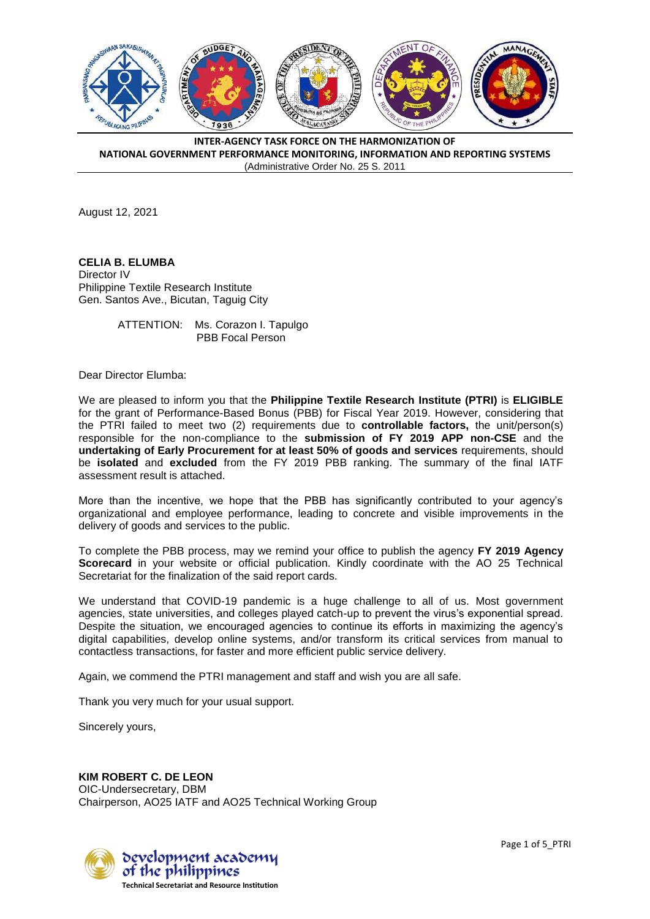**INTER-AGENCY TASK FORCE ON THE HARMONIZATION OF NATIONAL GOVERNMENT PERFORMANCE MONITORING, INFORMATION AND REPORTING SYSTEMS**
(Administrative Order No. 25 S. 2011)

August 12, 2021

**CELIA B. ELUMBA**
Director IV
Philippine Textile Research Institute
Gen. Santos Ave., Bicutan, Taguig City

ATTENTION: Ms. Corazon I. Tapulgo
PBB Focal Person

Dear Director Elumba:

We are pleased to inform you that the **Philippine Textile Research Institute (PTRI)** is **ELIGIBLE** for the grant of Performance-Based Bonus (PBB) for Fiscal Year 2019. However, considering that the PTRI failed to meet two (2) requirements due to **controllable factors,** the unit/person(s) responsible for the non-compliance to the **submission of FY 2019 APP non-CSE** and the **undertaking of Early Procurement for at least 50% of goods and services** requirements, should be **isolated** and **excluded** from the FY 2019 PBB ranking. The summary of the final IATF assessment result is attached.

More than the incentive, we hope that the PBB has significantly contributed to your agency's organizational and employee performance, leading to concrete and visible improvements in the delivery of goods and services to the public.

To complete the PBB process, may we remind your office to publish the agency **FY 2019 Agency Scorecard** in your website or official publication. Kindly coordinate with the AO 25 Technical Secretariat for the finalization of the said report cards.

We understand that COVID-19 pandemic is a huge challenge to all of us. Most government agencies, state universities, and colleges played catch-up to prevent the virus's exponential spread. Despite the situation, we encouraged agencies to continue its efforts in maximizing the agency's digital capabilities, develop online systems, and/or transform its critical services from manual to contactless transactions, for faster and more efficient public service delivery.

Again, we commend the PTRI management and staff and wish you are all safe.

Thank you very much for your usual support.

Sincerely yours,

**KIM ROBERT C. DE LEON**
OIC-Undersecretary, DBM
Chairperson, AO25 IATF and AO25 Technical Working Group

development academy of the philippines
**Technical Secretariat and Resource Institution**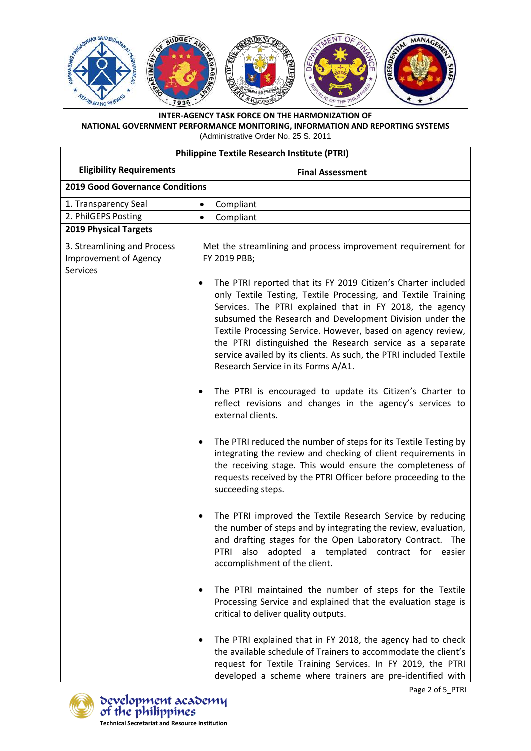**INTER-AGENCY TASK FORCE ON THE HARMONIZATION OF NATIONAL GOVERNMENT PERFORMANCE MONITORING, INFORMATION AND REPORTING SYSTEMS**
(Administrative Order No. 25 S. 2011)

| Philippine Textile Research Institute (PTRI) | |
|---|---|
| **Eligibility Requirements** | **Final Assessment** |
| **2019 Good Governance Conditions** | |
| 1. Transparency Seal | • Compliant |
| 2. PhilGEPS Posting | • Compliant |
| **2019 Physical Targets** | |
| 3. Streamlining and Process Improvement of Agency Services | Met the streamlining and process improvement requirement for FY 2019 PBB;<br><br>• The PTRI reported that its FY 2019 Citizen's Charter included only Textile Testing, Textile Processing, and Textile Training Services. The PTRI explained that in FY 2018, the agency subsumed the Research and Development Division under the Textile Processing Service. However, based on agency review, the PTRI distinguished the Research service as a separate service availed by its clients. As such, the PTRI included Textile Research Service in its Forms A/A1.<br><br>• The PTRI is encouraged to update its Citizen's Charter to reflect revisions and changes in the agency's services to external clients.<br><br>• The PTRI reduced the number of steps for its Textile Testing by integrating the review and checking of client requirements in the receiving stage. This would ensure the completeness of requests received by the PTRI Officer before proceeding to the succeeding steps.<br><br>• The PTRI improved the Textile Research Service by reducing the number of steps and by integrating the review, evaluation, and drafting stages for the Open Laboratory Contract. The PTRI also adopted a templated contract for easier accomplishment of the client.<br><br>• The PTRI maintained the number of steps for the Textile Processing Service and explained that the evaluation stage is critical to deliver quality outputs.<br><br>• The PTRI explained that in FY 2018, the agency had to check the available schedule of Trainers to accommodate the client's request for Textile Training Services. In FY 2019, the PTRI developed a scheme where trainers are pre-identified with |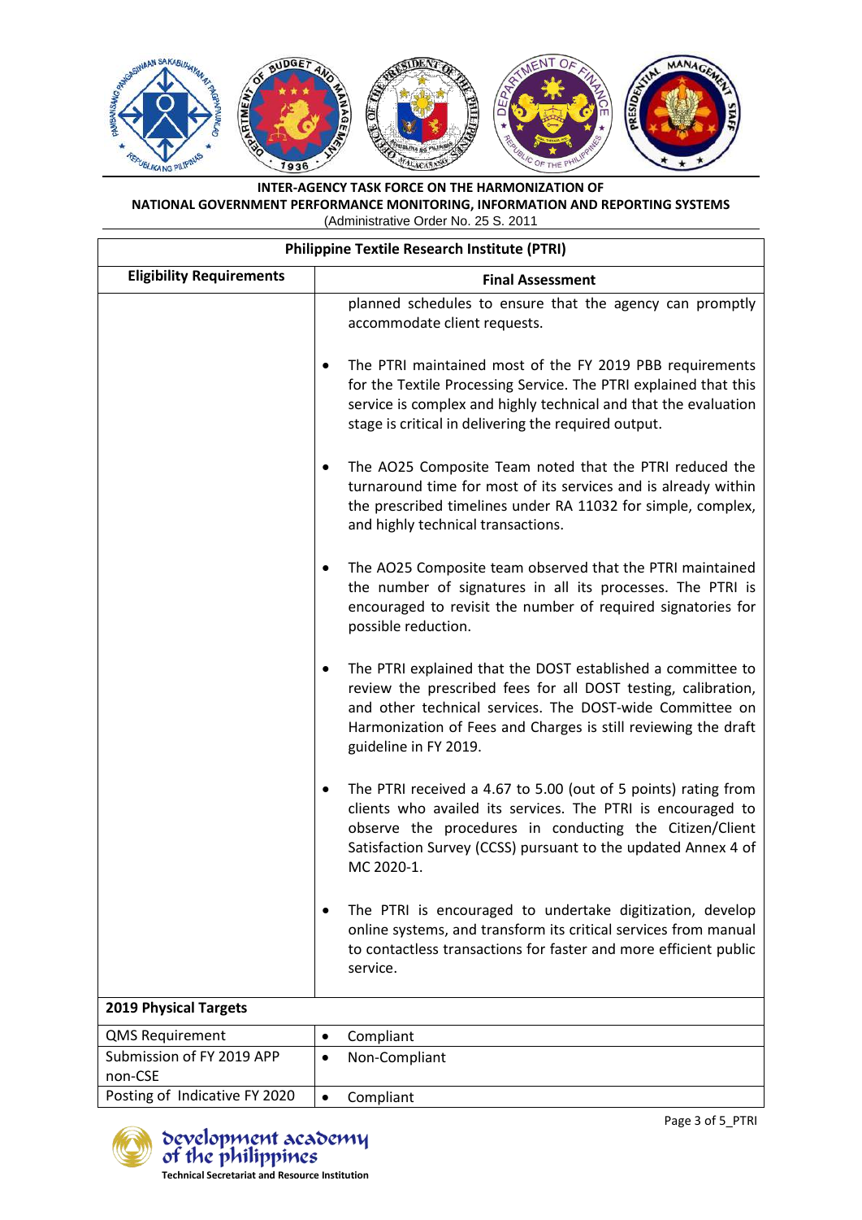| Philippine Textile Research Institute (PTRI) | |
|---|---|
| **Eligibility Requirements** | **Final Assessment** |
| | planned schedules to ensure that the agency can promptly accommodate client requests.<br><br>• The PTRI maintained most of the FY 2019 PBB requirements for the Textile Processing Service. The PTRI explained that this service is complex and highly technical and that the evaluation stage is critical in delivering the required output.<br><br>• The AO25 Composite Team noted that the PTRI reduced the turnaround time for most of its services and is already within the prescribed timelines under RA 11032 for simple, complex, and highly technical transactions.<br><br>• The AO25 Composite team observed that the PTRI maintained the number of signatures in all its processes. The PTRI is encouraged to revisit the number of required signatories for possible reduction.<br><br>• The PTRI explained that the DOST established a committee to review the prescribed fees for all DOST testing, calibration, and other technical services. The DOST-wide Committee on Harmonization of Fees and Charges is still reviewing the draft guideline in FY 2019.<br><br>• The PTRI received a 4.67 to 5.00 (out of 5 points) rating from clients who availed its services. The PTRI is encouraged to observe the procedures in conducting the Citizen/Client Satisfaction Survey (CCSS) pursuant to the updated Annex 4 of MC 2020-1.<br><br>• The PTRI is encouraged to undertake digitization, develop online systems, and transform its critical services from manual to contactless transactions for faster and more efficient public service. |
| **2019 Physical Targets** | |
| QMS Requirement | • Compliant |
| Submission of FY 2019 APP non-CSE | • Non-Compliant |
| Posting of Indicative FY 2020 | • Compliant |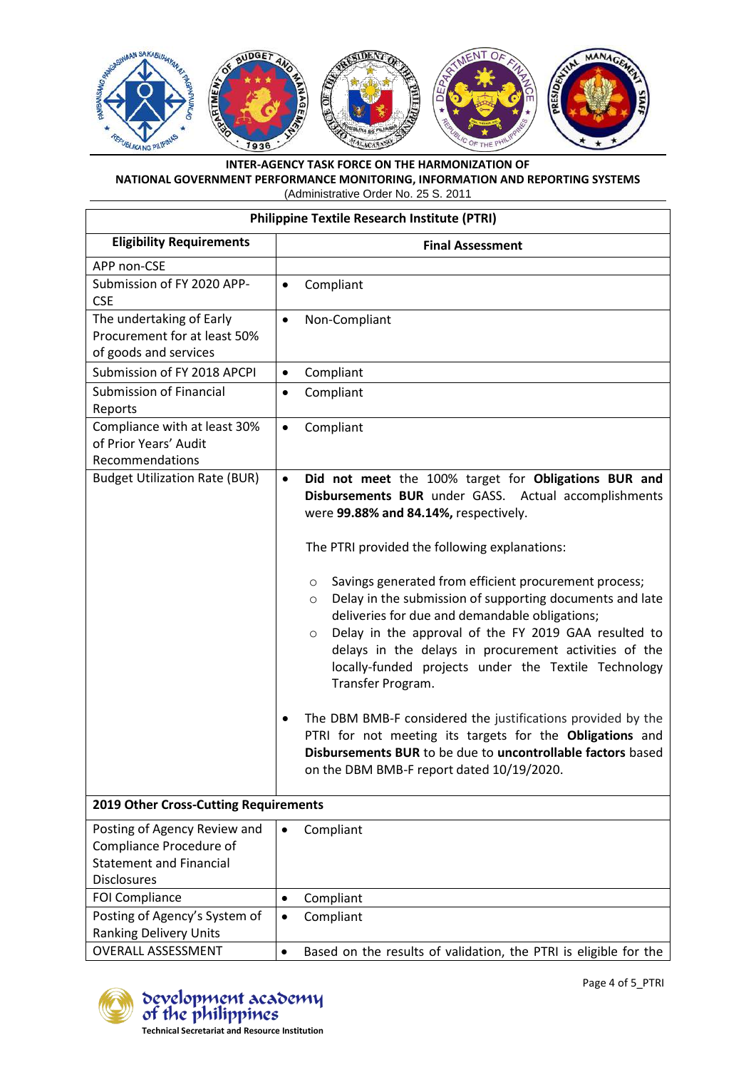**INTER-AGENCY TASK FORCE ON THE HARMONIZATION OF**
**NATIONAL GOVERNMENT PERFORMANCE MONITORING, INFORMATION AND REPORTING SYSTEMS**
(Administrative Order No. 25 S. 2011)

| **Philippine Textile Research Institute (PTRI)** | |
|---|---|
| **Eligibility Requirements** | **Final Assessment** |
| APP non-CSE | |
| Submission of FY 2020 APP-CSE | • Compliant |
| The undertaking of Early Procurement for at least 50% of goods and services | • Non-Compliant |
| Submission of FY 2018 APCPI | • Compliant |
| Submission of Financial Reports | • Compliant |
| Compliance with at least 30% of Prior Years' Audit Recommendations | • Compliant |
| Budget Utilization Rate (BUR) | • **Did not meet** the 100% target for **Obligations BUR and Disbursements BUR** under GASS. Actual accomplishments were **99.88% and 84.14%,** respectively.<br><br>The PTRI provided the following explanations:<br><br>○ Savings generated from efficient procurement process;<br>○ Delay in the submission of supporting documents and late deliveries for due and demandable obligations;<br>○ Delay in the approval of the FY 2019 GAA resulted to delays in the delays in procurement activities of the locally-funded projects under the Textile Technology Transfer Program.<br><br>• The DBM BMB-F considered the justifications provided by the PTRI for not meeting its targets for the **Obligations** and **Disbursements BUR** to be due to **uncontrollable factors** based on the DBM BMB-F report dated 10/19/2020. |
| **2019 Other Cross-Cutting Requirements** | |
| Posting of Agency Review and Compliance Procedure of Statement and Financial Disclosures | • Compliant |
| FOI Compliance | • Compliant |
| Posting of Agency's System of Ranking Delivery Units | • Compliant |
| OVERALL ASSESSMENT | • Based on the results of validation, the PTRI is eligible for the |

development academy of the philippines
Technical Secretariat and Resource Institution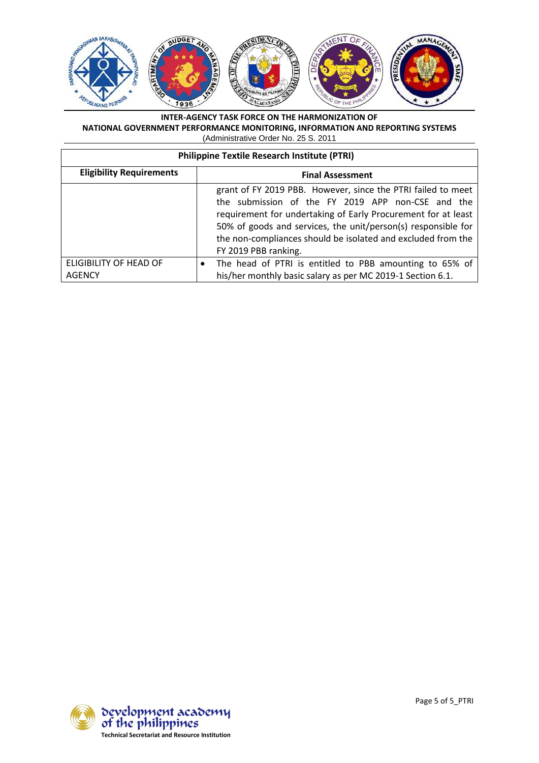| Philippine Textile Research Institute (PTRI) | |
|---|---|
| **Eligibility Requirements** | **Final Assessment** |
| | grant of FY 2019 PBB. However, since the PTRI failed to meet the submission of the FY 2019 APP non-CSE and the requirement for undertaking of Early Procurement for at least 50% of goods and services, the unit/person(s) responsible for the non-compliances should be isolated and excluded from the FY 2019 PBB ranking. |
| ELIGIBILITY OF HEAD OF AGENCY | • The head of PTRI is entitled to PBB amounting to 65% of his/her monthly basic salary as per MC 2019-1 Section 6.1. |